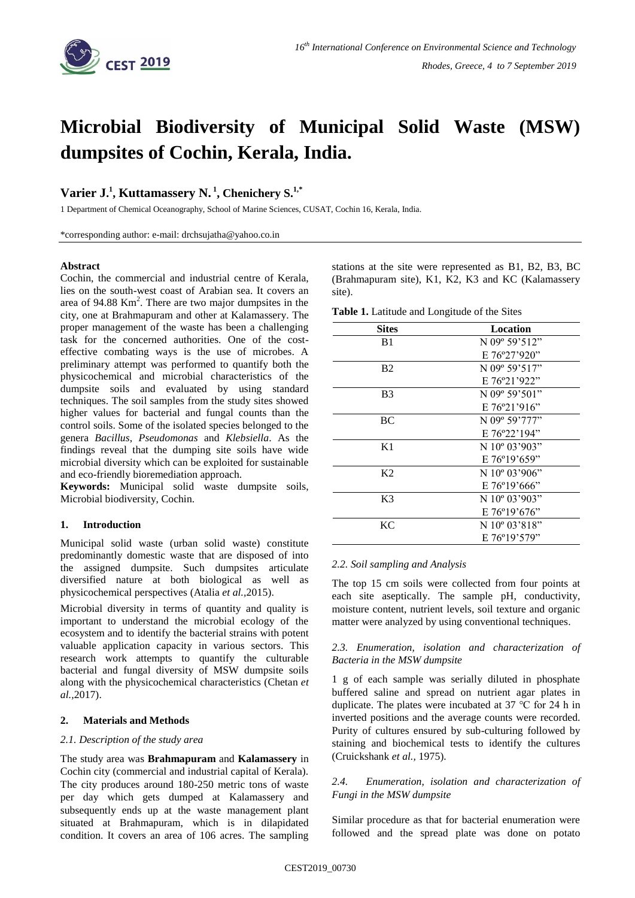# Microbial Biodiversity of Municipal Solid Waste (MSW) dumpsites of Cochin, Kerala, India.

**Varier J.[1], Kuttamassery N.[1], Chenichery S.[1,*]**

1 Department of Chemical Oceanography, School of Marine Sciences, CUSAT, Cochin 16, Kerala, India.

*corresponding author: e-mail: drchsujatha@yahoo.co.in

**Abstract**

Cochin, the commercial and industrial centre of Kerala, lies on the south-west coast of Arabian sea. It covers an area of 94.88 $Km^2$. There are two major dumpsites in the city, one at Brahmapuram and other at Kalamassery. The proper management of the waste has been a challenging task for the concerned authorities. One of the cost-effective combating ways is the use of microbes. A preliminary attempt was performed to quantify both the physicochemical and microbial characteristics of the dumpsite soils and evaluated by using standard techniques. The soil samples from the study sites showed higher values for bacterial and fungal counts than the control soils. Some of the isolated species belonged to the genera *Bacillus*, *Pseudomonas* and *Klebsiella*. As the findings reveal that the dumping site soils have wide microbial diversity which can be exploited for sustainable and eco-friendly bioremediation approach.

**Keywords:** Municipal solid waste dumpsite soils, Microbial biodiversity, Cochin.

## 1. Introduction

Municipal solid waste (urban solid waste) constitute predominantly domestic waste that are disposed of into the assigned dumpsite. Such dumpsites articulate diversified nature at both biological as well as physicochemical perspectives (Atalia *et al.*,2015).

Microbial diversity in terms of quantity and quality is important to understand the microbial ecology of the ecosystem and to identify the bacterial strains with potent valuable application capacity in various sectors. This research work attempts to quantify the culturable bacterial and fungal diversity of MSW dumpsite soils along with the physicochemical characteristics (Chetan *et al.*,2017).

## 2. Materials and Methods

### 2.1. Description of the study area

The study area was **Brahmapuram** and **Kalamassery** in Cochin city (commercial and industrial capital of Kerala). The city produces around 180-250 metric tons of waste per day which gets dumped at Kalamassery and subsequently ends up at the waste management plant situated at Brahmapuram, which is in dilapidated condition. It covers an area of 106 acres. The sampling stations at the site were represented as B1, B2, B3, BC (Brahmapuram site), K1, K2, K3 and KC (Kalamassery site).

**Table 1.** Latitude and Longitude of the Sites

| Sites | Location |
|---|---|
| B1 | N 09º 59'512" E 76º27'920" |
| B2 | N 09º 59'517" E 76º21'922" |
| B3 | N 09º 59'501" E 76º21'916" |
| BC | N 09º 59'777" E 76º22'194" |
| K1 | N 10º 03'903" E 76º19'659" |
| K2 | N 10º 03'906" E 76º19'666" |
| K3 | N 10º 03'903" E 76º19'676" |
| KC | N 10º 03'818" E 76º19'579" |

### 2.2. Soil sampling and Analysis

The top 15 cm soils were collected from four points at each site aseptically. The sample pH, conductivity, moisture content, nutrient levels, soil texture and organic matter were analyzed by using conventional techniques.

### 2.3. Enumeration, isolation and characterization of Bacteria in the MSW dumpsite

1 g of each sample was serially diluted in phosphate buffered saline and spread on nutrient agar plates in duplicate. The plates were incubated at 37 ℃ for 24 h in inverted positions and the average counts were recorded. Purity of cultures ensured by sub-culturing followed by staining and biochemical tests to identify the cultures (Cruickshank *et al.,* 1975).

### 2.4. Enumeration, isolation and characterization of Fungi in the MSW dumpsite

Similar procedure as that for bacterial enumeration were followed and the spread plate was done on potato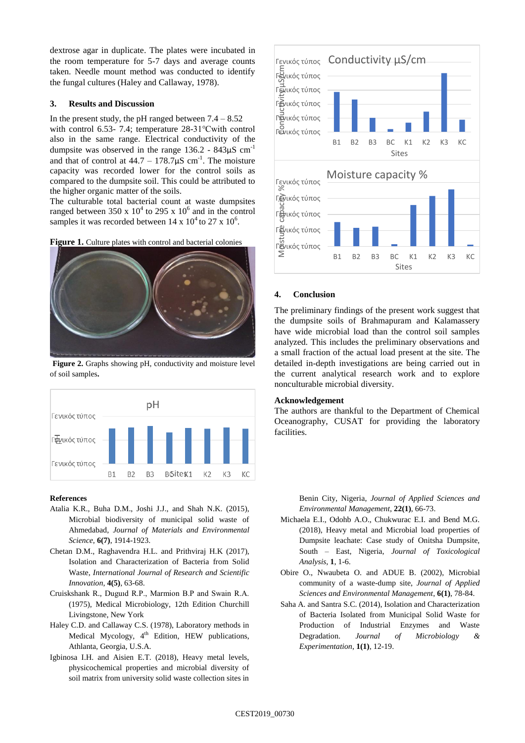dextrose agar in duplicate. The plates were incubated in the room temperature for 5-7 days and average counts taken. Needle mount method was conducted to identify the fungal cultures (Haley and Callaway, 1978).

## 3. Results and Discussion

In the present study, the pH ranged between 7.4 – 8.52 with control 6.53- 7.4; temperature 28-31°Cwith control also in the same range. Electrical conductivity of the dumpsite was observed in the range 136.2 - 843µS $cm^{-1}$ and that of control at 44.7 – 178.7µS $cm^{-1}$. The moisture capacity was recorded lower for the control soils as compared to the dumpsite soil. This could be attributed to the higher organic matter of the soils.

The culturable total bacterial count at waste dumpsites ranged between 350 x $10^4$ to 295 x $10^6$ and in the control samples it was recorded between 14 x $10^4$ to 27 x $10^6$.

**Figure 1.** Culture plates with control and bacterial colonies

**Figure 2.** Graphs showing pH, conductivity and moisture level of soil samples.

pH
Γενικός τύπος
Γενικός τύπος
Γενικός τύπος
B1 B2 B3 BC K1 K2 K3 KC
Sites

Conductivity µS/cm
Γενικός τύπος
Γενικός τύπος
Γενικός τύπος
Γενικός τύπος
Γενικός τύπος
Γενικός τύπος
B1 B2 B3 BC K1 K2 K3 KC
Sites

Moisture capacity %
Γενικός τύπος
Γενικός τύπος
Γενικός τύπος
Γενικός τύπος
Γενικός τύπος
B1 B2 B3 BC K1 K2 K3 KC
Sites

## 4. Conclusion

The preliminary findings of the present work suggest that the dumpsite soils of Brahmapuram and Kalamassery have wide microbial load than the control soil samples analyzed. This includes the preliminary observations and a small fraction of the actual load present at the site. The detailed in-depth investigations are being carried out in the current analytical research work and to explore nonculturable microbial diversity.

**Acknowledgement**

The authors are thankful to the Department of Chemical Oceanography, CUSAT for providing the laboratory facilities.

**References**

Atalia K.R., Buha D.M., Joshi J.J., and Shah N.K. (2015), Microbial biodiversity of municipal solid waste of Ahmedabad, *Journal of Materials and Environmental Science*, **6(7)**, 1914-1923.

Chetan D.M., Raghavendra H.L. and Prithviraj H.K (2017), Isolation and Characterization of Bacteria from Solid Waste, *International Journal of Research and Scientific Innovation*, **4(5)**, 63-68.

Cruisskshank R., Duguid R.P., Marmion B.P and Swain R.A. (1975), Medical Microbiology, 12th Edition Churchill Livingstone, New York

Haley C.D. and Callaway C.S. (1978), Laboratory methods in Medical Mycology, 4th Edition, HEW publications, Athlanta, Georgia, U.S.A.

Igbinosa I.H. and Aisien E.T. (2018), Heavy metal levels, physicochemical properties and microbial diversity of soil matrix from university solid waste collection sites in Benin City, Nigeria, *Journal of Applied Sciences and Environmental Management*, **22(1)**, 66-73.

Michaela E.I., Odohb A.O., Chukwurac E.I. and Bend M.G. (2018), Heavy metal and Microbial load properties of Dumpsite leachate: Case study of Onitsha Dumpsite, South – East, Nigeria, *Journal of Toxicological Analysis*, **1**, 1-6.

Obire O., Nwaubeta O. and ADUE B. (2002), Microbial community of a waste-dump site, *Journal of Applied Sciences and Environmental Management*, **6(1)**, 78-84.

Saha A. and Santra S.C. (2014), Isolation and Characterization of Bacteria Isolated from Municipal Solid Waste for Production of Industrial Enzymes and Waste Degradation. *Journal of Microbiology & Experimentation*, **1(1)**, 12-19.